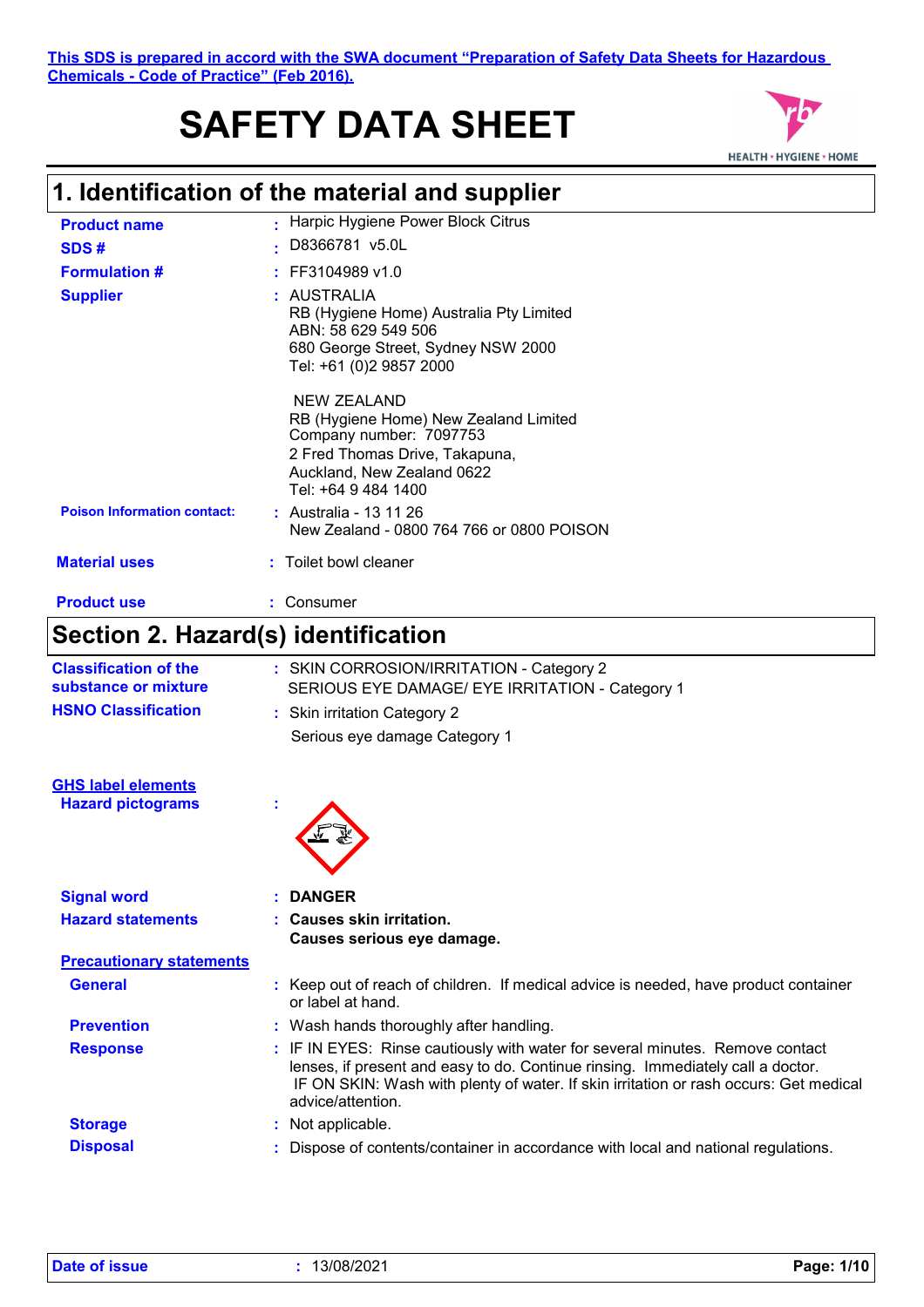This SDS is prepared in accord with the SWA document "Preparation of Safety Data Sheets for Hazardous Chemicals - Code of Practice" (Feb 2016).

# SAFETY DATA SHEET

## 1. Identification of the material and supplier

**Product name** : Harpic Hygiene Power Block Citrus

**SDS #** : D8366781 v5.0L

**Formulation #** : FF3104989 v1.0

**Supplier** : AUSTRALIA
RB (Hygiene Home) Australia Pty Limited
ABN: 58 629 549 506
680 George Street, Sydney NSW 2000
Tel: +61 (0)2 9857 2000

NEW ZEALAND
RB (Hygiene Home) New Zealand Limited
Company number: 7097753
2 Fred Thomas Drive, Takapuna,
Auckland, New Zealand 0622
Tel: +64 9 484 1400

**Poison Information contact:** : Australia - 13 11 26
New Zealand - 0800 764 766 or 0800 POISON

**Material uses** : Toilet bowl cleaner

**Product use** : Consumer

## Section 2. Hazard(s) identification

**Classification of the substance or mixture** : SKIN CORROSION/IRRITATION - Category 2
SERIOUS EYE DAMAGE/ EYE IRRITATION - Category 1

**HSNO Classification** : Skin irritation Category 2
Serious eye damage Category 1

**GHS label elements**

**Hazard pictograms** :

**Signal word** : **DANGER**

**Hazard statements** : **Causes skin irritation.**
**Causes serious eye damage.**

**Precautionary statements**

**General** : Keep out of reach of children. If medical advice is needed, have product container or label at hand.

**Prevention** : Wash hands thoroughly after handling.

**Response** : IF IN EYES: Rinse cautiously with water for several minutes. Remove contact lenses, if present and easy to do. Continue rinsing. Immediately call a doctor.
IF ON SKIN: Wash with plenty of water. If skin irritation or rash occurs: Get medical advice/attention.

**Storage** : Not applicable.

**Disposal** : Dispose of contents/container in accordance with local and national regulations.

**Date of issue** : 13/08/2021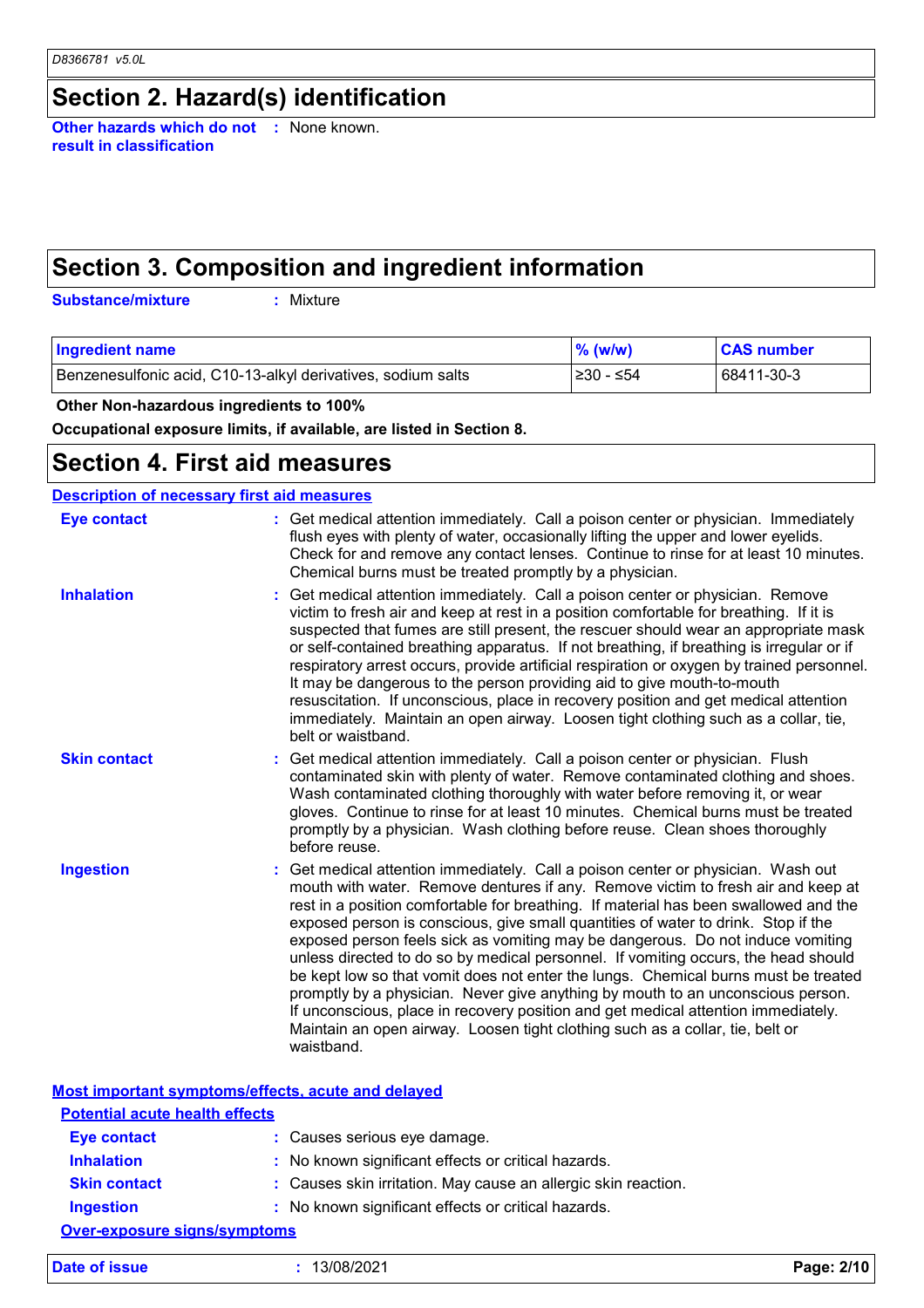# Section 2. Hazard(s) identification

**Other hazards which do not result in classification** : None known.

# Section 3. Composition and ingredient information

**Substance/mixture** : Mixture

| Ingredient name | % (w/w) | CAS number |
|---|---|---|
| Benzenesulfonic acid, C10-13-alkyl derivatives, sodium salts | ≥30 - ≤54 | 68411-30-3 |

**Other Non-hazardous ingredients to 100%**

**Occupational exposure limits, if available, are listed in Section 8.**

# Section 4. First aid measures

## Description of necessary first aid measures

**Eye contact** : Get medical attention immediately. Call a poison center or physician. Immediately flush eyes with plenty of water, occasionally lifting the upper and lower eyelids. Check for and remove any contact lenses. Continue to rinse for at least 10 minutes. Chemical burns must be treated promptly by a physician.

**Inhalation** : Get medical attention immediately. Call a poison center or physician. Remove victim to fresh air and keep at rest in a position comfortable for breathing. If it is suspected that fumes are still present, the rescuer should wear an appropriate mask or self-contained breathing apparatus. If not breathing, if breathing is irregular or if respiratory arrest occurs, provide artificial respiration or oxygen by trained personnel. It may be dangerous to the person providing aid to give mouth-to-mouth resuscitation. If unconscious, place in recovery position and get medical attention immediately. Maintain an open airway. Loosen tight clothing such as a collar, tie, belt or waistband.

**Skin contact** : Get medical attention immediately. Call a poison center or physician. Flush contaminated skin with plenty of water. Remove contaminated clothing and shoes. Wash contaminated clothing thoroughly with water before removing it, or wear gloves. Continue to rinse for at least 10 minutes. Chemical burns must be treated promptly by a physician. Wash clothing before reuse. Clean shoes thoroughly before reuse.

**Ingestion** : Get medical attention immediately. Call a poison center or physician. Wash out mouth with water. Remove dentures if any. Remove victim to fresh air and keep at rest in a position comfortable for breathing. If material has been swallowed and the exposed person is conscious, give small quantities of water to drink. Stop if the exposed person feels sick as vomiting may be dangerous. Do not induce vomiting unless directed to do so by medical personnel. If vomiting occurs, the head should be kept low so that vomit does not enter the lungs. Chemical burns must be treated promptly by a physician. Never give anything by mouth to an unconscious person. If unconscious, place in recovery position and get medical attention immediately. Maintain an open airway. Loosen tight clothing such as a collar, tie, belt or waistband.

## Most important symptoms/effects, acute and delayed

### Potential acute health effects

**Eye contact** : Causes serious eye damage.

**Inhalation** : No known significant effects or critical hazards.

**Skin contact** : Causes skin irritation. May cause an allergic skin reaction.

**Ingestion** : No known significant effects or critical hazards.

### Over-exposure signs/symptoms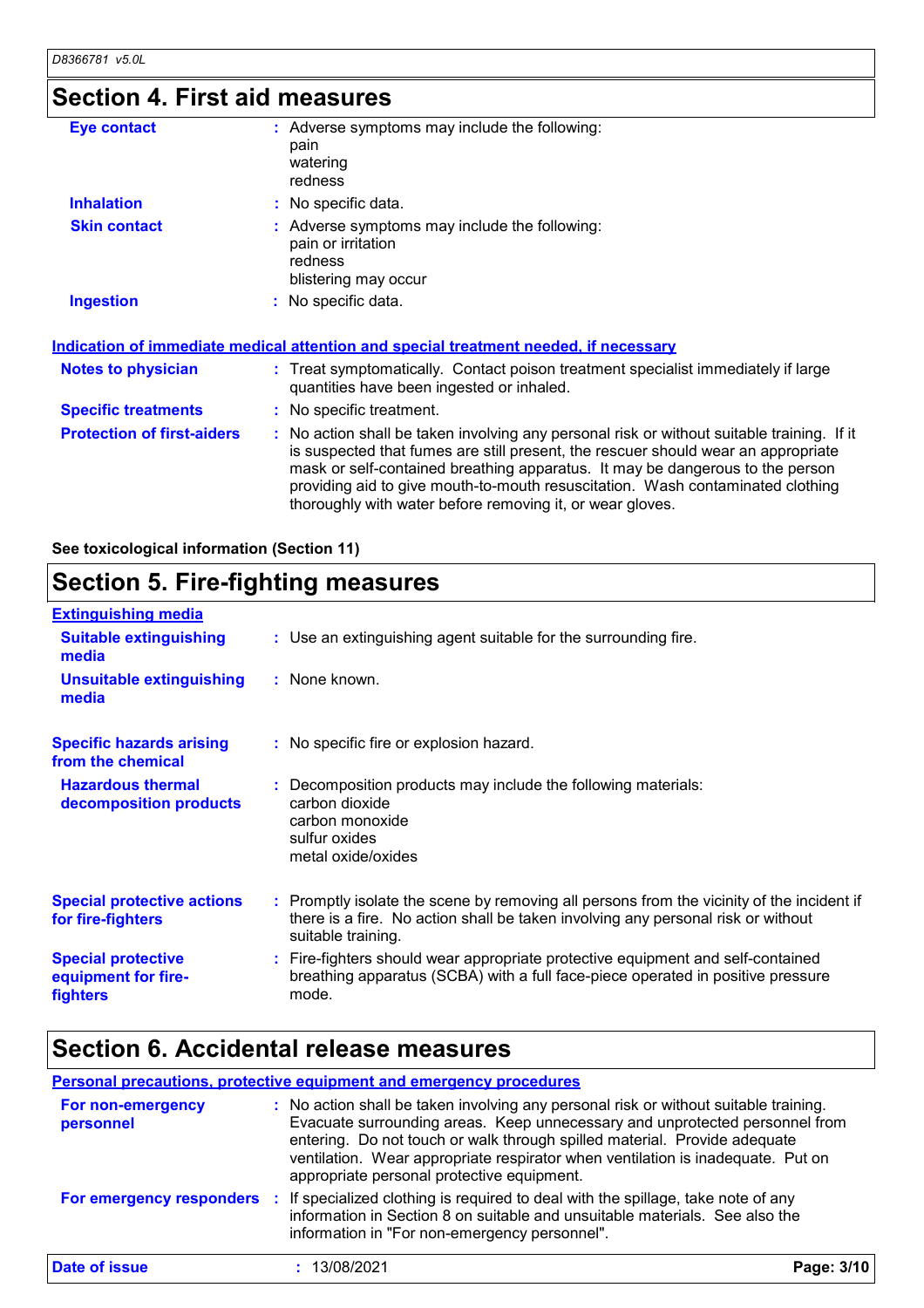# Section 4. First aid measures

| | |
|---|---|
| **Eye contact** | Adverse symptoms may include the following:<br>pain<br>watering<br>redness |
| **Inhalation** | No specific data. |
| **Skin contact** | Adverse symptoms may include the following:<br>pain or irritation<br>redness<br>blistering may occur |
| **Ingestion** | No specific data. |

### Indication of immediate medical attention and special treatment needed, if necessary

| | |
|---|---|
| **Notes to physician** | Treat symptomatically. Contact poison treatment specialist immediately if large quantities have been ingested or inhaled. |
| **Specific treatments** | No specific treatment. |
| **Protection of first-aiders** | No action shall be taken involving any personal risk or without suitable training. If it is suspected that fumes are still present, the rescuer should wear an appropriate mask or self-contained breathing apparatus. It may be dangerous to the person providing aid to give mouth-to-mouth resuscitation. Wash contaminated clothing thoroughly with water before removing it, or wear gloves. |

**See toxicological information (Section 11)**

# Section 5. Fire-fighting measures

### Extinguishing media

| | |
|---|---|
| **Suitable extinguishing media** | Use an extinguishing agent suitable for the surrounding fire. |
| **Unsuitable extinguishing media** | None known. |
| **Specific hazards arising from the chemical** | No specific fire or explosion hazard. |
| **Hazardous thermal decomposition products** | Decomposition products may include the following materials:<br>carbon dioxide<br>carbon monoxide<br>sulfur oxides<br>metal oxide/oxides |
| **Special protective actions for fire-fighters** | Promptly isolate the scene by removing all persons from the vicinity of the incident if there is a fire. No action shall be taken involving any personal risk or without suitable training. |
| **Special protective equipment for fire-fighters** | Fire-fighters should wear appropriate protective equipment and self-contained breathing apparatus (SCBA) with a full face-piece operated in positive pressure mode. |

# Section 6. Accidental release measures

### Personal precautions, protective equipment and emergency procedures

| | |
|---|---|
| **For non-emergency personnel** | No action shall be taken involving any personal risk or without suitable training. Evacuate surrounding areas. Keep unnecessary and unprotected personnel from entering. Do not touch or walk through spilled material. Provide adequate ventilation. Wear appropriate respirator when ventilation is inadequate. Put on appropriate personal protective equipment. |
| **For emergency responders** | If specialized clothing is required to deal with the spillage, take note of any information in Section 8 on suitable and unsuitable materials. See also the information in "For non-emergency personnel". |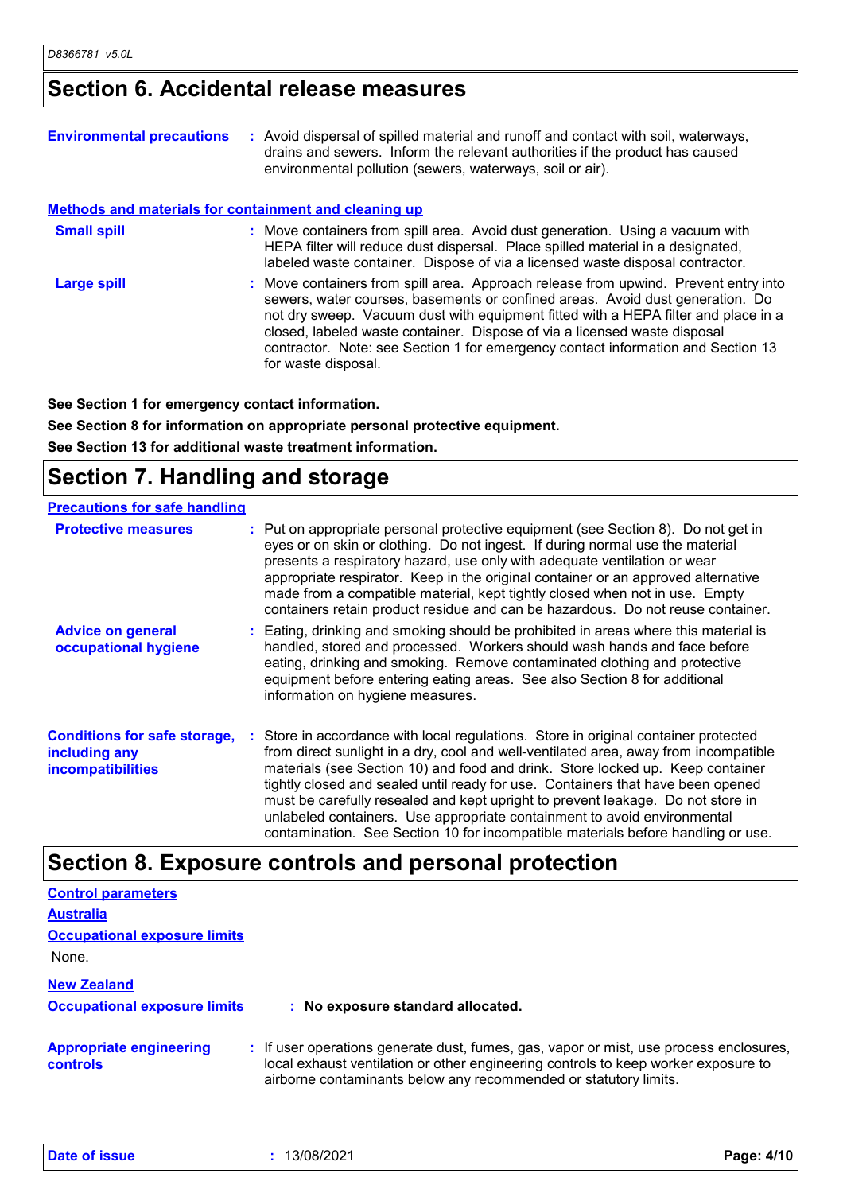## Section 6. Accidental release measures

**Environmental precautions** : Avoid dispersal of spilled material and runoff and contact with soil, waterways, drains and sewers. Inform the relevant authorities if the product has caused environmental pollution (sewers, waterways, soil or air).

### Methods and materials for containment and cleaning up

**Small spill** : Move containers from spill area. Avoid dust generation. Using a vacuum with HEPA filter will reduce dust dispersal. Place spilled material in a designated, labeled waste container. Dispose of via a licensed waste disposal contractor.

**Large spill** : Move containers from spill area. Approach release from upwind. Prevent entry into sewers, water courses, basements or confined areas. Avoid dust generation. Do not dry sweep. Vacuum dust with equipment fitted with a HEPA filter and place in a closed, labeled waste container. Dispose of via a licensed waste disposal contractor. Note: see Section 1 for emergency contact information and Section 13 for waste disposal.

**See Section 1 for emergency contact information.**

**See Section 8 for information on appropriate personal protective equipment.**

**See Section 13 for additional waste treatment information.**

## Section 7. Handling and storage

### Precautions for safe handling

**Protective measures** : Put on appropriate personal protective equipment (see Section 8). Do not get in eyes or on skin or clothing. Do not ingest. If during normal use the material presents a respiratory hazard, use only with adequate ventilation or wear appropriate respirator. Keep in the original container or an approved alternative made from a compatible material, kept tightly closed when not in use. Empty containers retain product residue and can be hazardous. Do not reuse container.

**Advice on general occupational hygiene** : Eating, drinking and smoking should be prohibited in areas where this material is handled, stored and processed. Workers should wash hands and face before eating, drinking and smoking. Remove contaminated clothing and protective equipment before entering eating areas. See also Section 8 for additional information on hygiene measures.

**Conditions for safe storage, including any incompatibilities** : Store in accordance with local regulations. Store in original container protected from direct sunlight in a dry, cool and well-ventilated area, away from incompatible materials (see Section 10) and food and drink. Store locked up. Keep container tightly closed and sealed until ready for use. Containers that have been opened must be carefully resealed and kept upright to prevent leakage. Do not store in unlabeled containers. Use appropriate containment to avoid environmental contamination. See Section 10 for incompatible materials before handling or use.

## Section 8. Exposure controls and personal protection

### Control parameters

#### Australia

#### Occupational exposure limits

None.

#### New Zealand

**Occupational exposure limits** : **No exposure standard allocated.**

**Appropriate engineering controls** : If user operations generate dust, fumes, gas, vapor or mist, use process enclosures, local exhaust ventilation or other engineering controls to keep worker exposure to airborne contaminants below any recommended or statutory limits.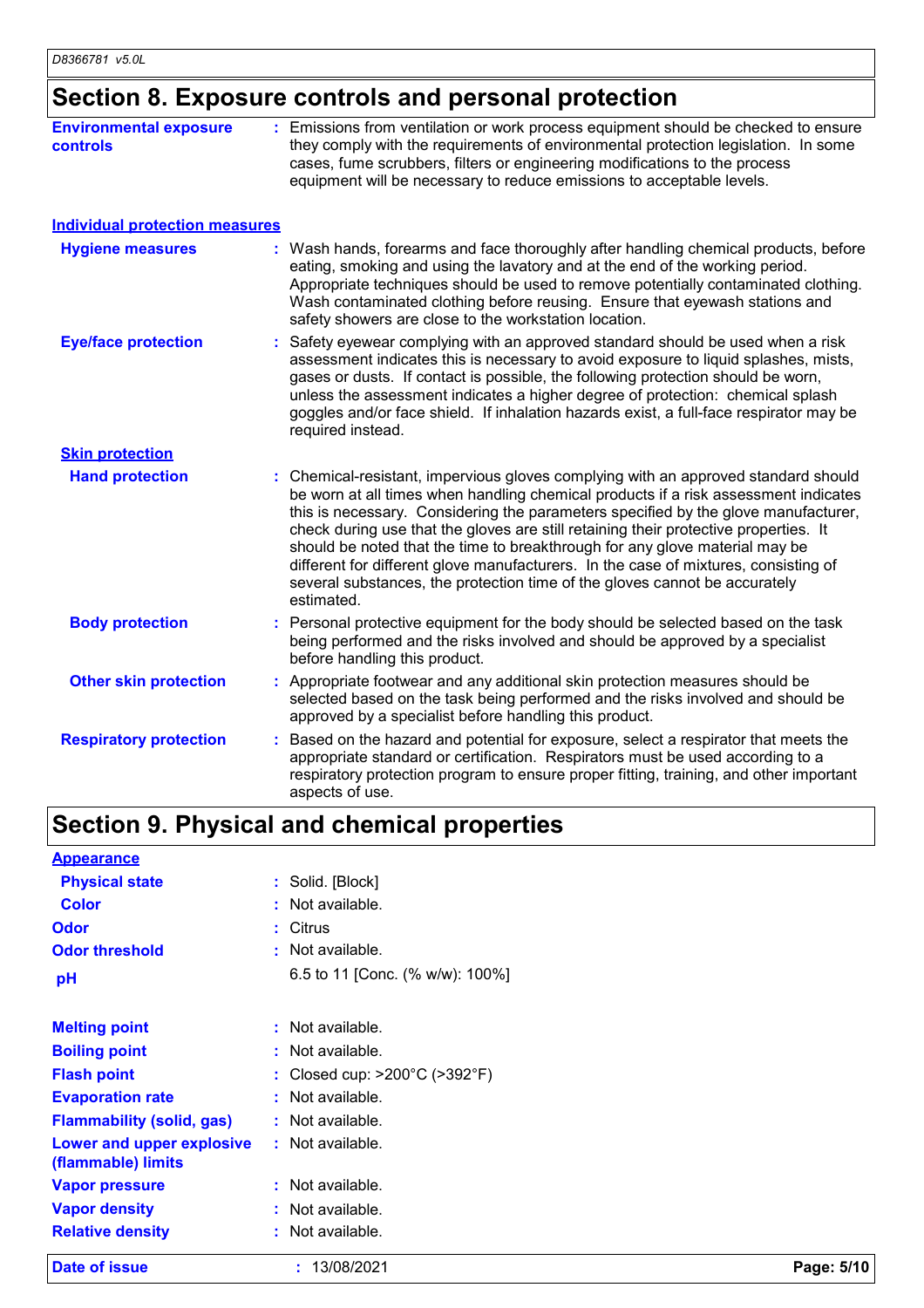## Section 8. Exposure controls and personal protection

**Environmental exposure controls** : Emissions from ventilation or work process equipment should be checked to ensure they comply with the requirements of environmental protection legislation. In some cases, fume scrubbers, filters or engineering modifications to the process equipment will be necessary to reduce emissions to acceptable levels.

### Individual protection measures

**Hygiene measures** : Wash hands, forearms and face thoroughly after handling chemical products, before eating, smoking and using the lavatory and at the end of the working period. Appropriate techniques should be used to remove potentially contaminated clothing. Wash contaminated clothing before reusing. Ensure that eyewash stations and safety showers are close to the workstation location.

**Eye/face protection** : Safety eyewear complying with an approved standard should be used when a risk assessment indicates this is necessary to avoid exposure to liquid splashes, mists, gases or dusts. If contact is possible, the following protection should be worn, unless the assessment indicates a higher degree of protection: chemical splash goggles and/or face shield. If inhalation hazards exist, a full-face respirator may be required instead.

**Skin protection**

**Hand protection** : Chemical-resistant, impervious gloves complying with an approved standard should be worn at all times when handling chemical products if a risk assessment indicates this is necessary. Considering the parameters specified by the glove manufacturer, check during use that the gloves are still retaining their protective properties. It should be noted that the time to breakthrough for any glove material may be different for different glove manufacturers. In the case of mixtures, consisting of several substances, the protection time of the gloves cannot be accurately estimated.

**Body protection** : Personal protective equipment for the body should be selected based on the task being performed and the risks involved and should be approved by a specialist before handling this product.

**Other skin protection** : Appropriate footwear and any additional skin protection measures should be selected based on the task being performed and the risks involved and should be approved by a specialist before handling this product.

**Respiratory protection** : Based on the hazard and potential for exposure, select a respirator that meets the appropriate standard or certification. Respirators must be used according to a respiratory protection program to ensure proper fitting, training, and other important aspects of use.

## Section 9. Physical and chemical properties

**Appearance**

**Physical state** : Solid. [Block]

**Color** : Not available.

**Odor** : Citrus

**Odor threshold** : Not available.

**pH** 6.5 to 11 [Conc. (% w/w): 100%]

**Melting point** : Not available.

**Boiling point** : Not available.

**Flash point** : Closed cup: >200°C (>392°F)

**Evaporation rate** : Not available.

**Flammability (solid, gas)** : Not available.

**Lower and upper explosive (flammable) limits** : Not available.

**Vapor pressure** : Not available.

**Vapor density** : Not available.

**Relative density** : Not available.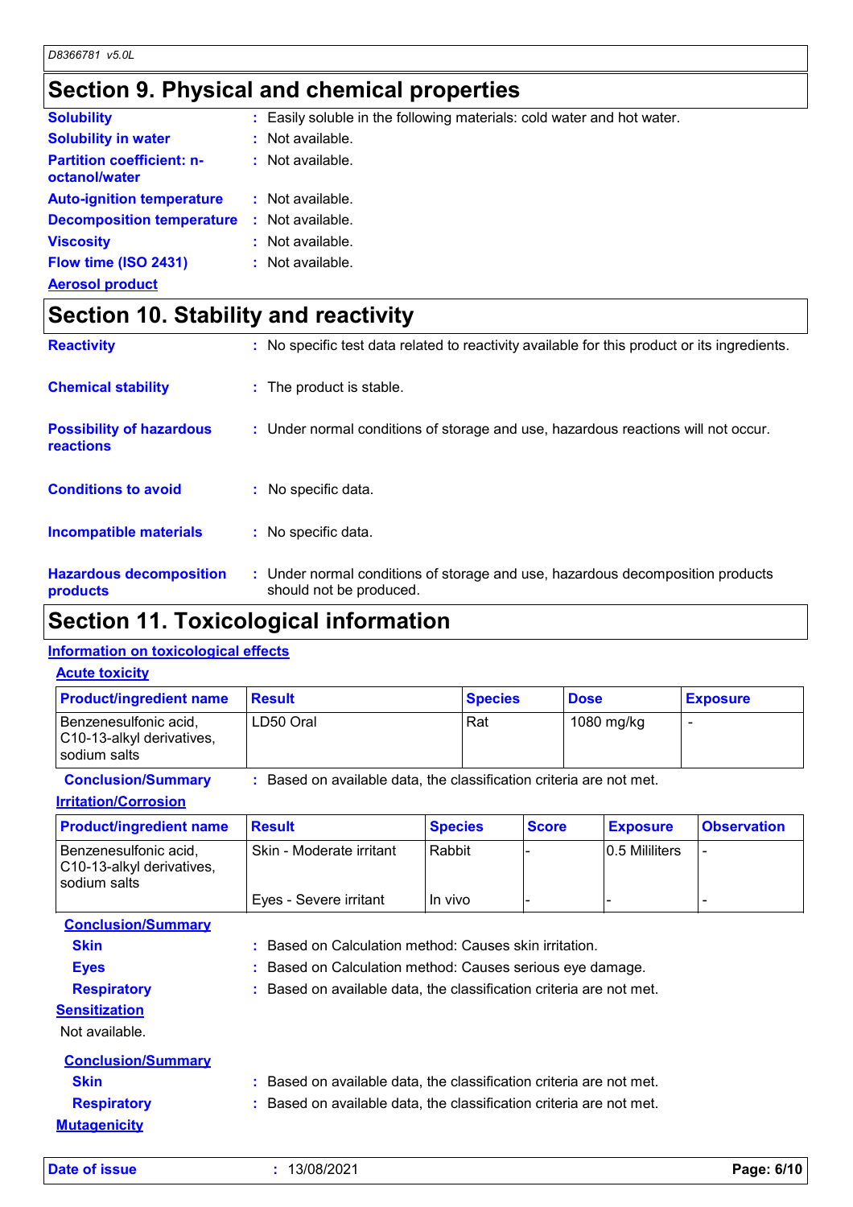## Section 9. Physical and chemical properties

**Solubility** : Easily soluble in the following materials: cold water and hot water.

**Solubility in water** : Not available.

**Partition coefficient: n-octanol/water** : Not available.

**Auto-ignition temperature** : Not available.

**Decomposition temperature** : Not available.

**Viscosity** : Not available.

**Flow time (ISO 2431)** : Not available.

**Aerosol product**

## Section 10. Stability and reactivity

**Reactivity** : No specific test data related to reactivity available for this product or its ingredients.

**Chemical stability** : The product is stable.

**Possibility of hazardous reactions** : Under normal conditions of storage and use, hazardous reactions will not occur.

**Conditions to avoid** : No specific data.

**Incompatible materials** : No specific data.

**Hazardous decomposition products** : Under normal conditions of storage and use, hazardous decomposition products should not be produced.

## Section 11. Toxicological information

### Information on toxicological effects

#### Acute toxicity

| Product/ingredient name | Result | Species | Dose | Exposure |
|---|---|---|---|---|
| Benzenesulfonic acid, C10-13-alkyl derivatives, sodium salts | LD50 Oral | Rat | 1080 mg/kg | - |

**Conclusion/Summary** : Based on available data, the classification criteria are not met.

#### Irritation/Corrosion

| Product/ingredient name | Result | Species | Score | Exposure | Observation |
|---|---|---|---|---|---|
| Benzenesulfonic acid, C10-13-alkyl derivatives, sodium salts | Skin - Moderate irritant | Rabbit | - | 0.5 Mililiters | - |
| | Eyes - Severe irritant | In vivo | - | - | - |

**Conclusion/Summary**

**Skin** : Based on Calculation method: Causes skin irritation.

**Eyes** : Based on Calculation method: Causes serious eye damage.

**Respiratory** : Based on available data, the classification criteria are not met.

#### Sensitization

Not available.

**Conclusion/Summary**

**Skin** : Based on available data, the classification criteria are not met.

**Respiratory** : Based on available data, the classification criteria are not met.

#### Mutagenicity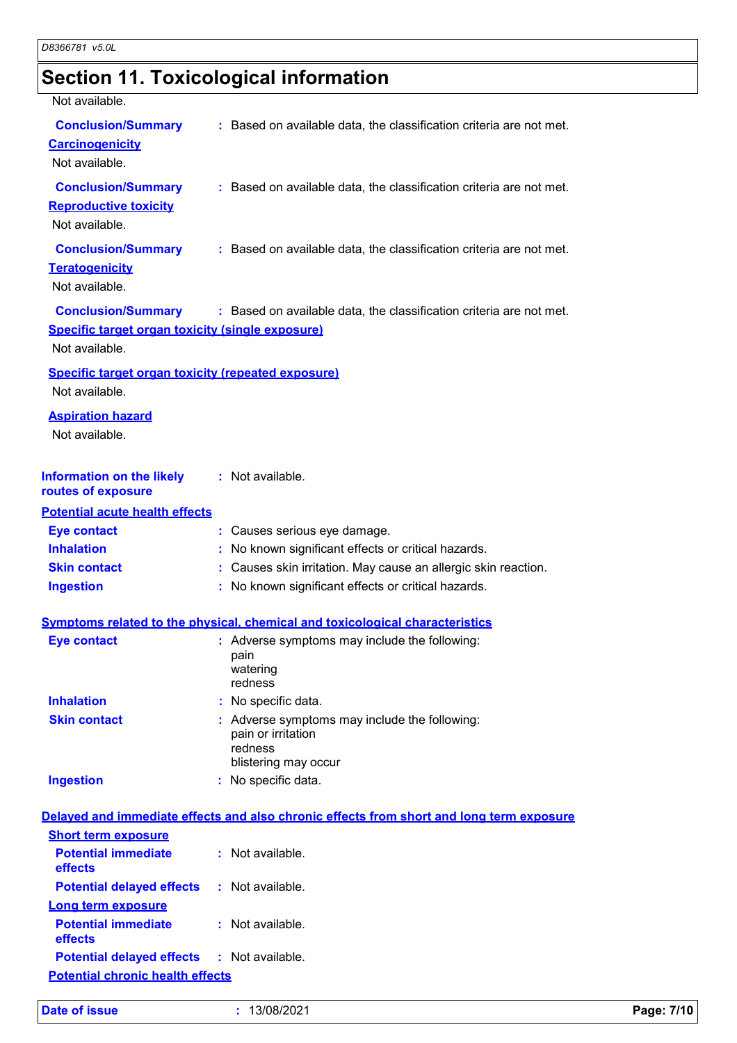## Section 11. Toxicological information

Not available.

**Conclusion/Summary** : Based on available data, the classification criteria are not met.

**Carcinogenicity**

Not available.

**Conclusion/Summary** : Based on available data, the classification criteria are not met.

**Reproductive toxicity**

Not available.

**Conclusion/Summary** : Based on available data, the classification criteria are not met.

**Teratogenicity**

Not available.

**Conclusion/Summary** : Based on available data, the classification criteria are not met.

**Specific target organ toxicity (single exposure)**

Not available.

**Specific target organ toxicity (repeated exposure)**

Not available.

**Aspiration hazard**

Not available.

**Information on the likely routes of exposure** : Not available.

**Potential acute health effects**

- **Eye contact** : Causes serious eye damage.
- **Inhalation** : No known significant effects or critical hazards.
- **Skin contact** : Causes skin irritation. May cause an allergic skin reaction.
- **Ingestion** : No known significant effects or critical hazards.

**Symptoms related to the physical, chemical and toxicological characteristics**

- **Eye contact** : Adverse symptoms may include the following:
  pain
  watering
  redness
- **Inhalation** : No specific data.
- **Skin contact** : Adverse symptoms may include the following:
  pain or irritation
  redness
  blistering may occur
- **Ingestion** : No specific data.

**Delayed and immediate effects and also chronic effects from short and long term exposure**

**Short term exposure**

- **Potential immediate effects** : Not available.
- **Potential delayed effects** : Not available.

**Long term exposure**

- **Potential immediate effects** : Not available.
- **Potential delayed effects** : Not available.

**Potential chronic health effects**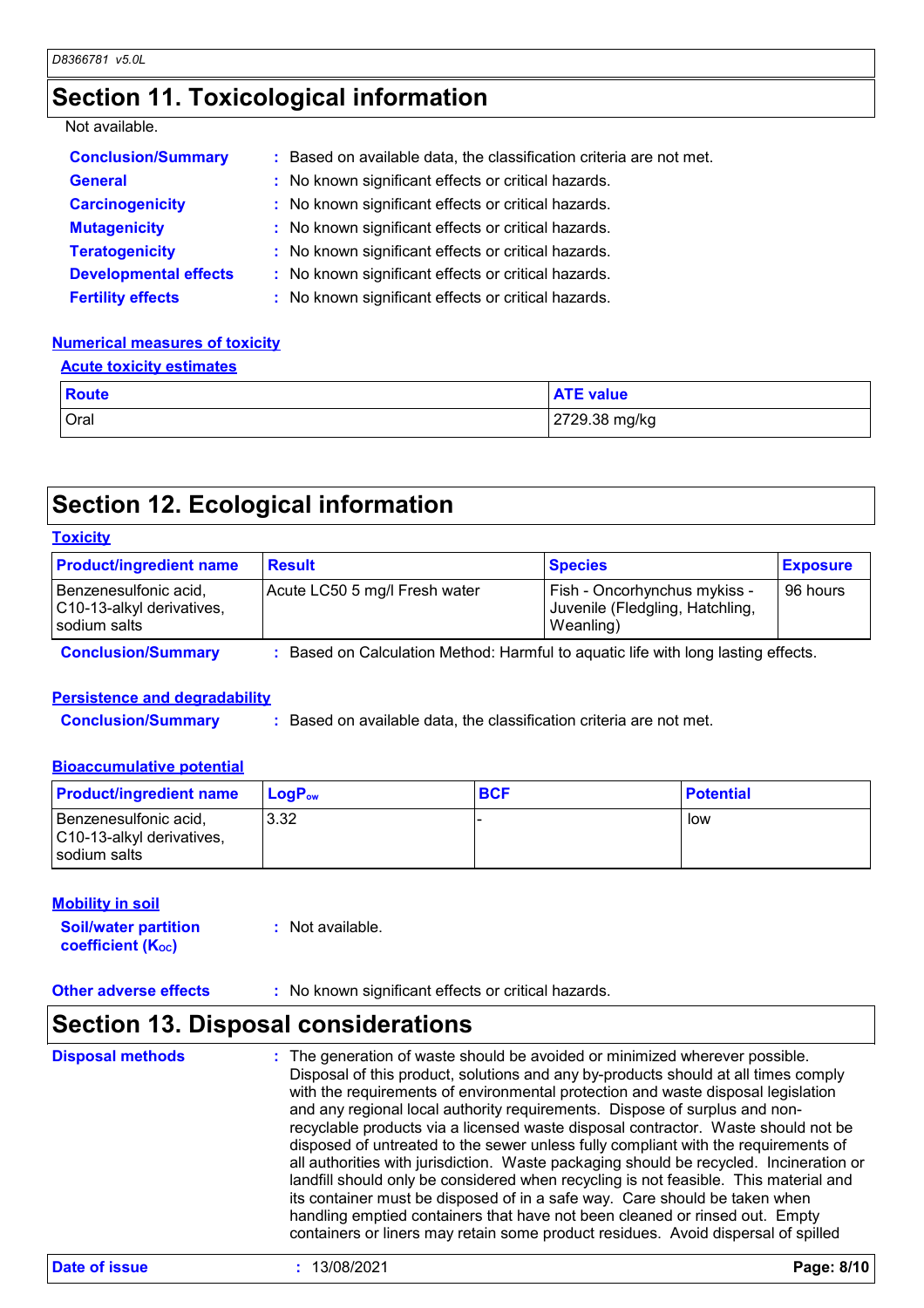# Section 11. Toxicological information

Not available.

**Conclusion/Summary** : Based on available data, the classification criteria are not met.

**General** : No known significant effects or critical hazards.

**Carcinogenicity** : No known significant effects or critical hazards.

**Mutagenicity** : No known significant effects or critical hazards.

**Teratogenicity** : No known significant effects or critical hazards.

**Developmental effects** : No known significant effects or critical hazards.

**Fertility effects** : No known significant effects or critical hazards.

### Numerical measures of toxicity

#### Acute toxicity estimates

| Route | ATE value |
|---|---|
| Oral | 2729.38 mg/kg |

# Section 12. Ecological information

### Toxicity

| Product/ingredient name | Result | Species | Exposure |
|---|---|---|---|
| Benzenesulfonic acid, C10-13-alkyl derivatives, sodium salts | Acute LC50 5 mg/l Fresh water | Fish - Oncorhynchus mykiss - Juvenile (Fledgling, Hatchling, Weanling) | 96 hours |

**Conclusion/Summary** : Based on Calculation Method: Harmful to aquatic life with long lasting effects.

### Persistence and degradability

**Conclusion/Summary** : Based on available data, the classification criteria are not met.

### Bioaccumulative potential

| Product/ingredient name | $LogP_{ow}$ | BCF | Potential |
|---|---|---|---|
| Benzenesulfonic acid, C10-13-alkyl derivatives, sodium salts | 3.32 | - | low |

### Mobility in soil

**Soil/water partition coefficient ($K_{OC}$)** : Not available.

**Other adverse effects** : No known significant effects or critical hazards.

# Section 13. Disposal considerations

**Disposal methods** : The generation of waste should be avoided or minimized wherever possible. Disposal of this product, solutions and any by-products should at all times comply with the requirements of environmental protection and waste disposal legislation and any regional local authority requirements. Dispose of surplus and non-recyclable products via a licensed waste disposal contractor. Waste should not be disposed of untreated to the sewer unless fully compliant with the requirements of all authorities with jurisdiction. Waste packaging should be recycled. Incineration or landfill should only be considered when recycling is not feasible. This material and its container must be disposed of in a safe way. Care should be taken when handling emptied containers that have not been cleaned or rinsed out. Empty containers or liners may retain some product residues. Avoid dispersal of spilled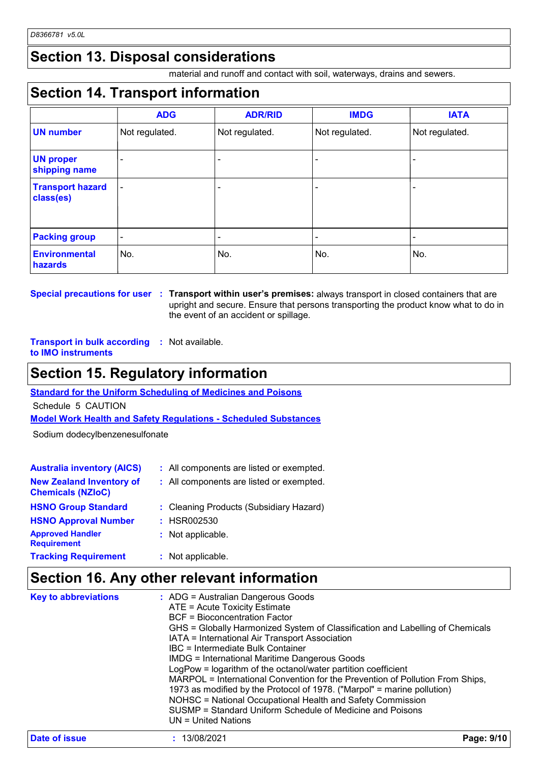## Section 13. Disposal considerations

material and runoff and contact with soil, waterways, drains and sewers.

## Section 14. Transport information

| | ADG | ADR/RID | IMDG | IATA |
|---|---|---|---|---|
| **UN number** | Not regulated. | Not regulated. | Not regulated. | Not regulated. |
| **UN proper shipping name** | - | - | - | - |
| **Transport hazard class(es)** | - | - | - | - |
| **Packing group** | - | - | - | - |
| **Environmental hazards** | No. | No. | No. | No. |

**Special precautions for user** : **Transport within user's premises:** always transport in closed containers that are upright and secure. Ensure that persons transporting the product know what to do in the event of an accident or spillage.

**Transport in bulk according to IMO instruments** : Not available.

## Section 15. Regulatory information

**Standard for the Uniform Scheduling of Medicines and Poisons**

Schedule 5 CAUTION

**Model Work Health and Safety Regulations - Scheduled Substances**

Sodium dodecylbenzenesulfonate

**Australia inventory (AICS)** : All components are listed or exempted.

**New Zealand Inventory of Chemicals (NZIoC)** : All components are listed or exempted.

**HSNO Group Standard** : Cleaning Products (Subsidiary Hazard)

**HSNO Approval Number** : HSR002530

**Approved Handler Requirement** : Not applicable.

**Tracking Requirement** : Not applicable.

## Section 16. Any other relevant information

**Key to abbreviations** :

- ADG = Australian Dangerous Goods
- ATE = Acute Toxicity Estimate
- BCF = Bioconcentration Factor
- GHS = Globally Harmonized System of Classification and Labelling of Chemicals
- IATA = International Air Transport Association
- IBC = Intermediate Bulk Container
- IMDG = International Maritime Dangerous Goods
- LogPow = logarithm of the octanol/water partition coefficient
- MARPOL = International Convention for the Prevention of Pollution From Ships, 1973 as modified by the Protocol of 1978. ("Marpol" = marine pollution)
- NOHSC = National Occupational Health and Safety Commission
- SUSMP = Standard Uniform Schedule of Medicine and Poisons
- UN = United Nations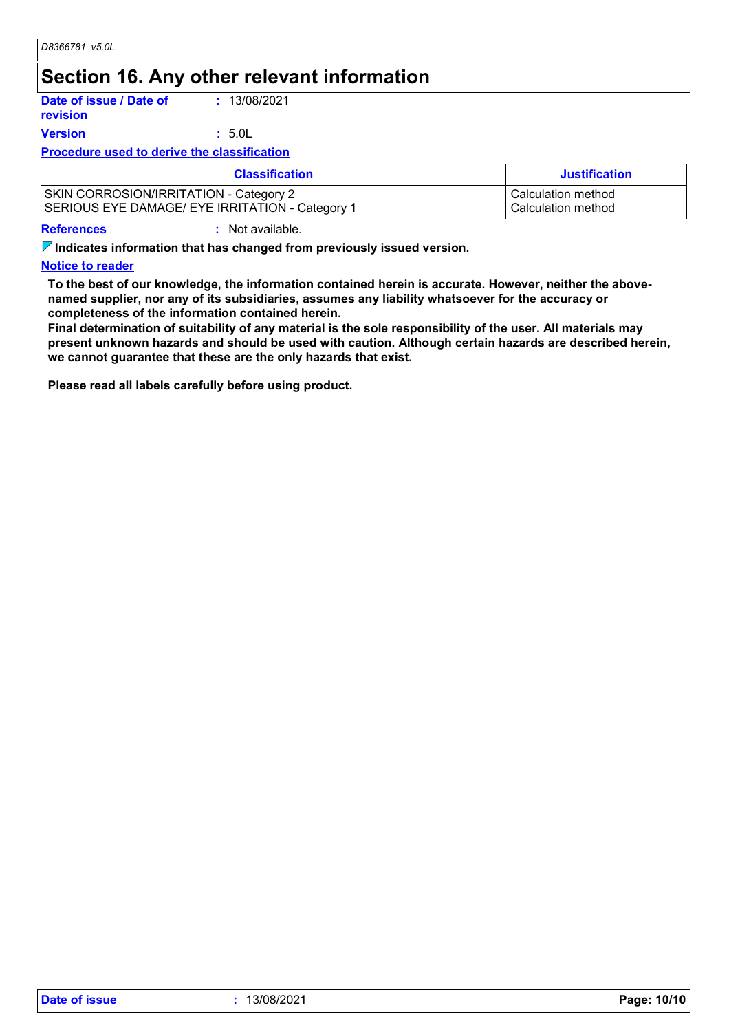# Section 16. Any other relevant information

**Date of issue / Date of revision** : 13/08/2021

**Version** : 5.0L

**Procedure used to derive the classification**

| Classification | Justification |
|---|---|
| SKIN CORROSION/IRRITATION - Category 2 | Calculation method |
| SERIOUS EYE DAMAGE/ EYE IRRITATION - Category 1 | Calculation method |

**References** : Not available.

**Indicates information that has changed from previously issued version.**

**Notice to reader**

**To the best of our knowledge, the information contained herein is accurate. However, neither the above-named supplier, nor any of its subsidiaries, assumes any liability whatsoever for the accuracy or completeness of the information contained herein.**

**Final determination of suitability of any material is the sole responsibility of the user. All materials may present unknown hazards and should be used with caution. Although certain hazards are described herein, we cannot guarantee that these are the only hazards that exist.**

**Please read all labels carefully before using product.**